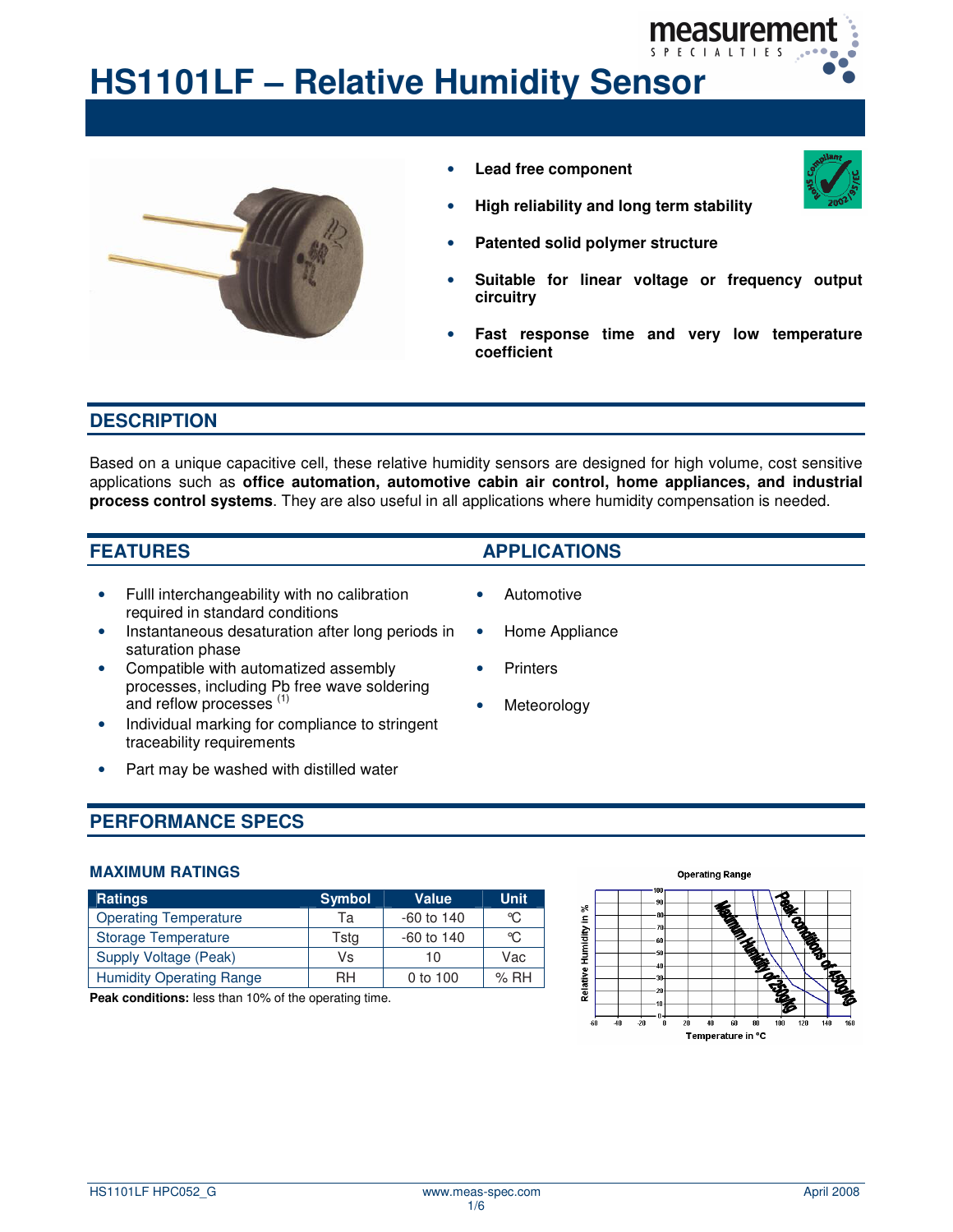# HS1101LF – Relative Humidity Sensor

- **Lead free component**
- **High reliability and long term stability**
- **Patented solid polymer structure**
- **Suitable for linear voltage or frequency output circuitry**
- **Fast response time and very low temperature coefficient**

## DESCRIPTION

Based on a unique capacitive cell, these relative humidity sensors are designed for high volume, cost sensitive applications such as **office automation, automotive cabin air control, home appliances, and industrial process control systems**. They are also useful in all applications where humidity compensation is needed.

## FEATURES

- Fulll interchangeability with no calibration required in standard conditions
- Instantaneous desaturation after long periods in saturation phase
- Compatible with automatized assembly processes, including Pb free wave soldering and reflow processes (1)
- Individual marking for compliance to stringent traceability requirements
- Part may be washed with distilled water

## APPLICATIONS

- Automotive
- Home Appliance
- Printers
- Meteorology

## PERFORMANCE SPECS

### MAXIMUM RATINGS

| Ratings | Symbol | Value | Unit |
|---|---|---|---|
| Operating Temperature | Ta | -60 to 140 | °C |
| Storage Temperature | Tstg | -60 to 140 | °C |
| Supply Voltage (Peak) | Vs | 10 | Vac |
| Humidity Operating Range | RH | 0 to 100 | % RH |

**Peak conditions:** less than 10% of the operating time.

Operating Range

Relative Humidity in % / Temperature in °C

Maximum Humidity of 250g/kg

Peak conditions of 450g/kg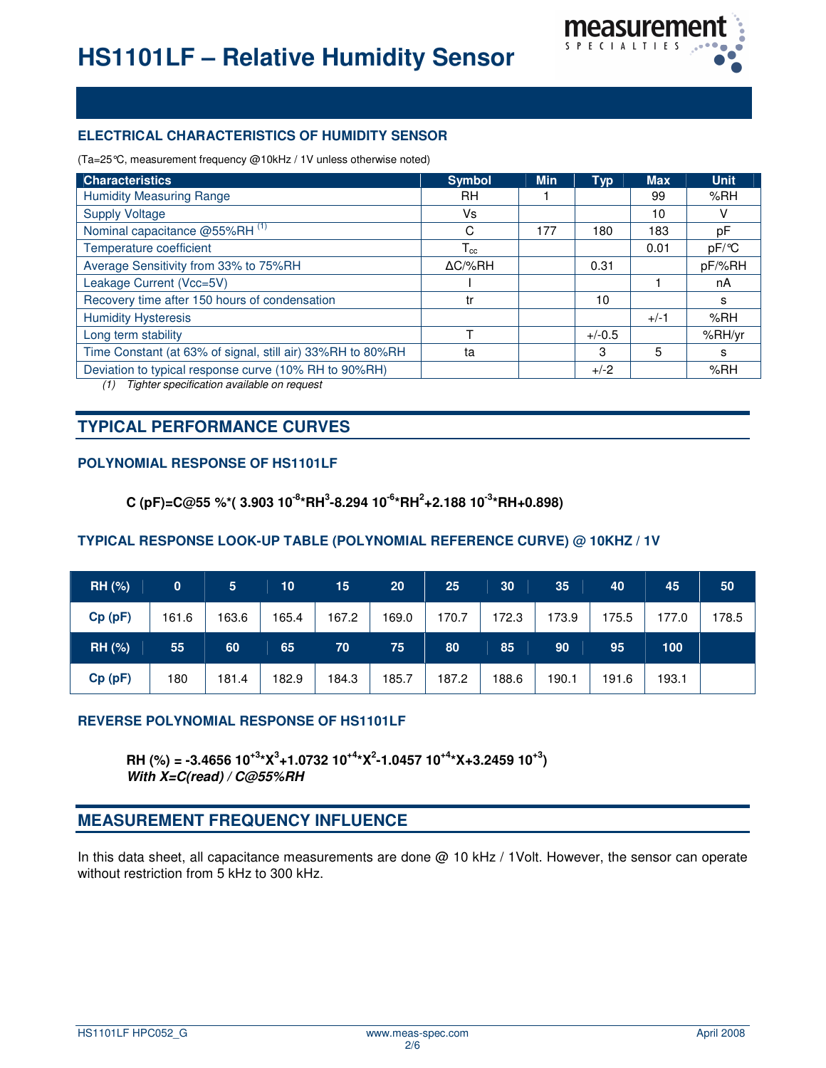# HS1101LF – Relative Humidity Sensor

### ELECTRICAL CHARACTERISTICS OF HUMIDITY SENSOR

(Ta=25°C, measurement frequency @10kHz / 1V unless otherwise noted)

| Characteristics | Symbol | Min | Typ | Max | Unit |
|---|---|---|---|---|---|
| Humidity Measuring Range | RH | 1 | | 99 | %RH |
| Supply Voltage | Vs | | | 10 | V |
| Nominal capacitance @55%RH [1] | C | 177 | 180 | 183 | pF |
| Temperature coefficient | $T_{cc}$ | | | 0.01 | pF/°C |
| Average Sensitivity from 33% to 75%RH | ΔC/%RH | | 0.31 | | pF/%RH |
| Leakage Current (Vcc=5V) | I | | | 1 | nA |
| Recovery time after 150 hours of condensation | tr | | 10 | | s |
| Humidity Hysteresis | | | | +/-1 | %RH |
| Long term stability | T | | +/-0.5 | | %RH/yr |
| Time Constant (at 63% of signal, still air) 33%RH to 80%RH | ta | | 3 | 5 | s |
| Deviation to typical response curve (10% RH to 90%RH) | | | +/-2 | | %RH |

*(1) Tighter specification available on request*

## TYPICAL PERFORMANCE CURVES

### POLYNOMIAL RESPONSE OF HS1101LF

$$C\,(pF) = C@55\,\% \cdot (3.903 \cdot 10^{-8} \cdot RH^3 - 8.294 \cdot 10^{-6} \cdot RH^2 + 2.188 \cdot 10^{-3} \cdot RH + 0.898)$$

### TYPICAL RESPONSE LOOK-UP TABLE (POLYNOMIAL REFERENCE CURVE) @ 10KHZ / 1V

| RH (%) | 0 | 5 | 10 | 15 | 20 | 25 | 30 | 35 | 40 | 45 | 50 |
|---|---|---|---|---|---|---|---|---|---|---|---|
| Cp (pF) | 161.6 | 163.6 | 165.4 | 167.2 | 169.0 | 170.7 | 172.3 | 173.9 | 175.5 | 177.0 | 178.5 |
| **RH (%)** | **55** | **60** | **65** | **70** | **75** | **80** | **85** | **90** | **95** | **100** | |
| Cp (pF) | 180 | 181.4 | 182.9 | 184.3 | 185.7 | 187.2 | 188.6 | 190.1 | 191.6 | 193.1 | |

### REVERSE POLYNOMIAL RESPONSE OF HS1101LF

$$RH\,(\%) = -3.4656 \cdot 10^{+3} \cdot X^3 + 1.0732 \cdot 10^{+4} \cdot X^2 - 1.0457 \cdot 10^{+4} \cdot X + 3.2459 \cdot 10^{+3})$$

***With X=C(read) / C@55%RH***

## MEASUREMENT FREQUENCY INFLUENCE

In this data sheet, all capacitance measurements are done @ 10 kHz / 1Volt. However, the sensor can operate without restriction from 5 kHz to 300 kHz.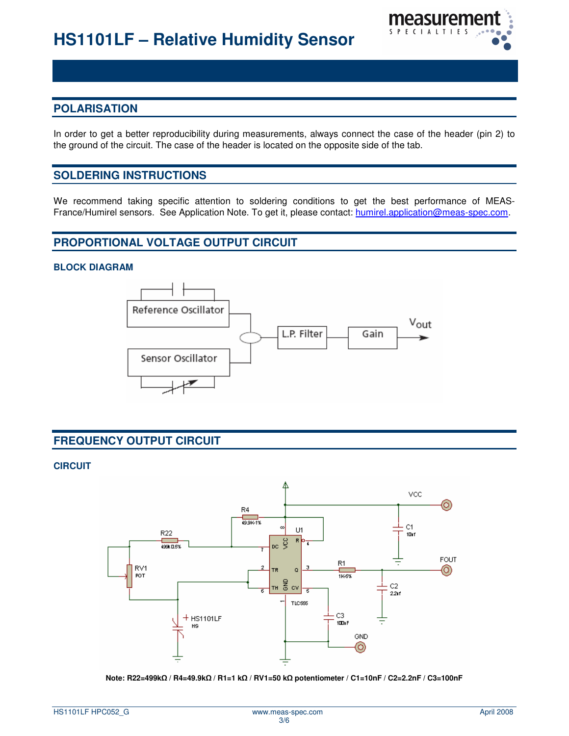## POLARISATION

In order to get a better reproducibility during measurements, always connect the case of the header (pin 2) to the ground of the circuit. The case of the header is located on the opposite side of the tab.

## SOLDERING INSTRUCTIONS

We recommend taking specific attention to soldering conditions to get the best performance of MEAS-France/Humirel sensors. See Application Note. To get it, please contact: [humirel.application@meas-spec.com](mailto:humirel.application@meas-spec.com).

## PROPORTIONAL VOLTAGE OUTPUT CIRCUIT

### BLOCK DIAGRAM

## FREQUENCY OUTPUT CIRCUIT

### CIRCUIT

**Note: R22=499kΩ / R4=49.9kΩ / R1=1 kΩ / RV1=50 kΩ potentiometer / C1=10nF / C2=2.2nF / C3=100nF**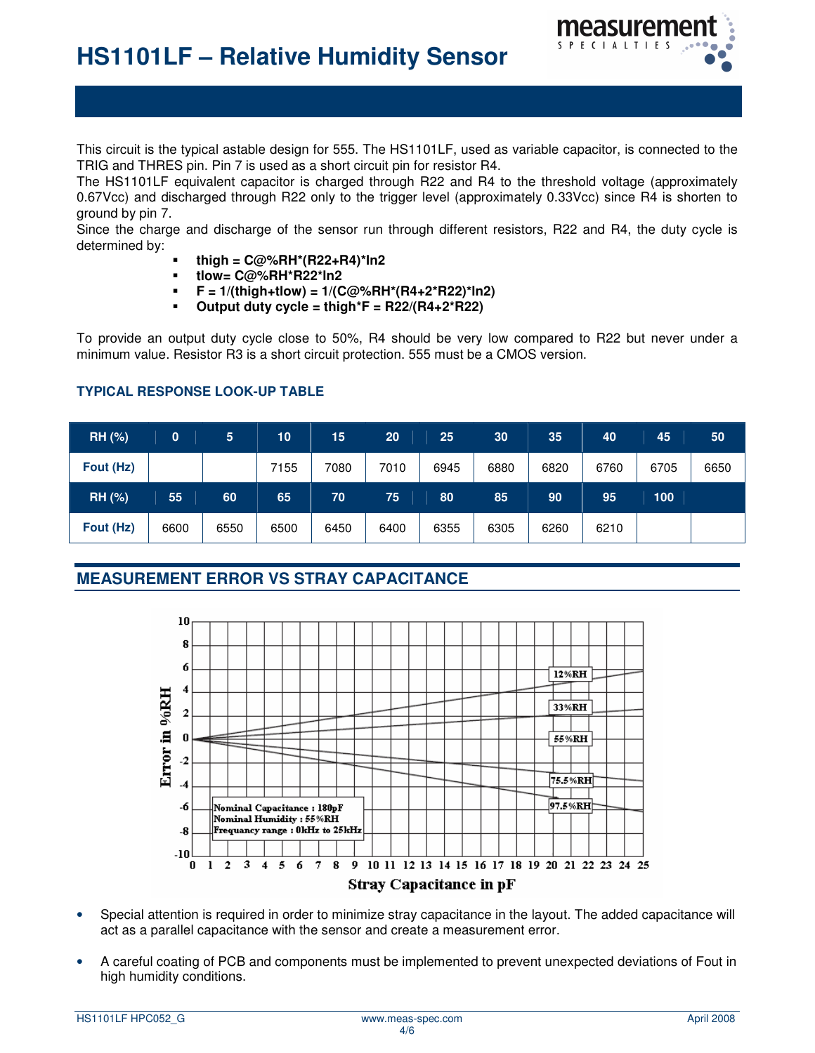This circuit is the typical astable design for 555. The HS1101LF, used as variable capacitor, is connected to the TRIG and THRES pin. Pin 7 is used as a short circuit pin for resistor R4.

The HS1101LF equivalent capacitor is charged through R22 and R4 to the threshold voltage (approximately 0.67Vcc) and discharged through R22 only to the trigger level (approximately 0.33Vcc) since R4 is shorten to ground by pin 7.

Since the charge and discharge of the sensor run through different resistors, R22 and R4, the duty cycle is determined by:

- **thigh = C@%RH*(R22+R4)*ln2**
- **tlow= C@%RH*R22*ln2**
- **F = 1/(thigh+tlow) = 1/(C@%RH*(R4+2*R22)*ln2)**
- **Output duty cycle = thigh*F = R22/(R4+2*R22)**

To provide an output duty cycle close to 50%, R4 should be very low compared to R22 but never under a minimum value. Resistor R3 is a short circuit protection. 555 must be a CMOS version.

### TYPICAL RESPONSE LOOK-UP TABLE

| RH (%) | 0 | 5 | 10 | 15 | 20 | 25 | 30 | 35 | 40 | 45 | 50 |
|---|---|---|---|---|---|---|---|---|---|---|---|
| Fout (Hz) | | | 7155 | 7080 | 7010 | 6945 | 6880 | 6820 | 6760 | 6705 | 6650 |
| **RH (%)** | **55** | **60** | **65** | **70** | **75** | **80** | **85** | **90** | **95** | **100** | |
| Fout (Hz) | 6600 | 6550 | 6500 | 6450 | 6400 | 6355 | 6305 | 6260 | 6210 | | |

## MEASUREMENT ERROR VS STRAY CAPACITANCE

- Special attention is required in order to minimize stray capacitance in the layout. The added capacitance will act as a parallel capacitance with the sensor and create a measurement error.
- A careful coating of PCB and components must be implemented to prevent unexpected deviations of Fout in high humidity conditions.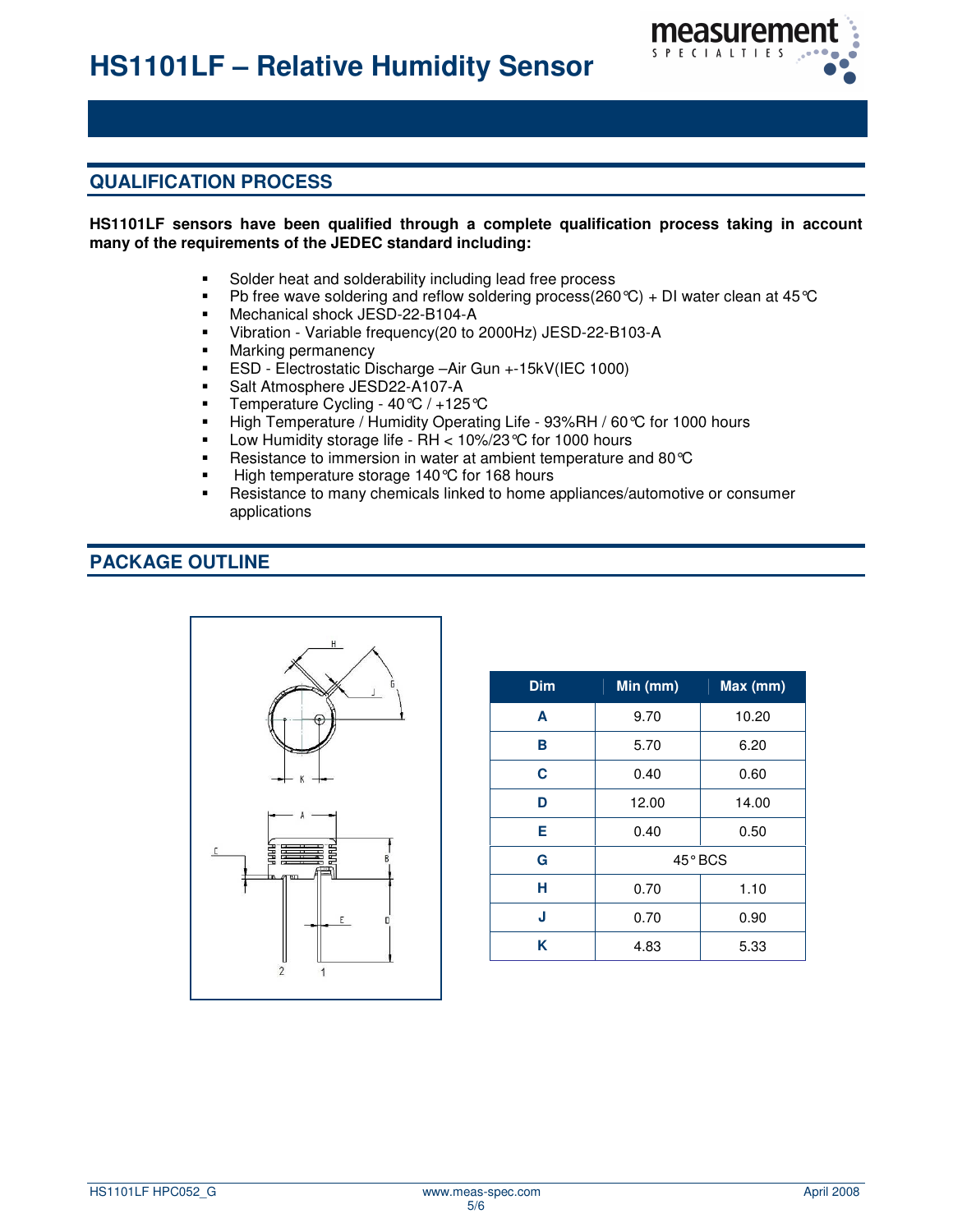# HS1101LF – Relative Humidity Sensor

## QUALIFICATION PROCESS

**HS1101LF sensors have been qualified through a complete qualification process taking in account many of the requirements of the JEDEC standard including:**

- Solder heat and solderability including lead free process
- Pb free wave soldering and reflow soldering process(260°C) + DI water clean at 45°C
- Mechanical shock JESD-22-B104-A
- Vibration - Variable frequency(20 to 2000Hz) JESD-22-B103-A
- Marking permanency
- ESD - Electrostatic Discharge –Air Gun +-15kV(IEC 1000)
- Salt Atmosphere JESD22-A107-A
- Temperature Cycling - 40°C / +125°C
- High Temperature / Humidity Operating Life - 93%RH / 60°C for 1000 hours
- Low Humidity storage life - RH < 10%/23°C for 1000 hours
- Resistance to immersion in water at ambient temperature and 80°C
- High temperature storage 140°C for 168 hours
- Resistance to many chemicals linked to home appliances/automotive or consumer applications

## PACKAGE OUTLINE

| Dim | Min (mm) | Max (mm) |
|---|---|---|
| **A** | 9.70 | 10.20 |
| **B** | 5.70 | 6.20 |
| **C** | 0.40 | 0.60 |
| **D** | 12.00 | 14.00 |
| **E** | 0.40 | 0.50 |
| **G** | 45° BCS | |
| **H** | 0.70 | 1.10 |
| **J** | 0.70 | 0.90 |
| **K** | 4.83 | 5.33 |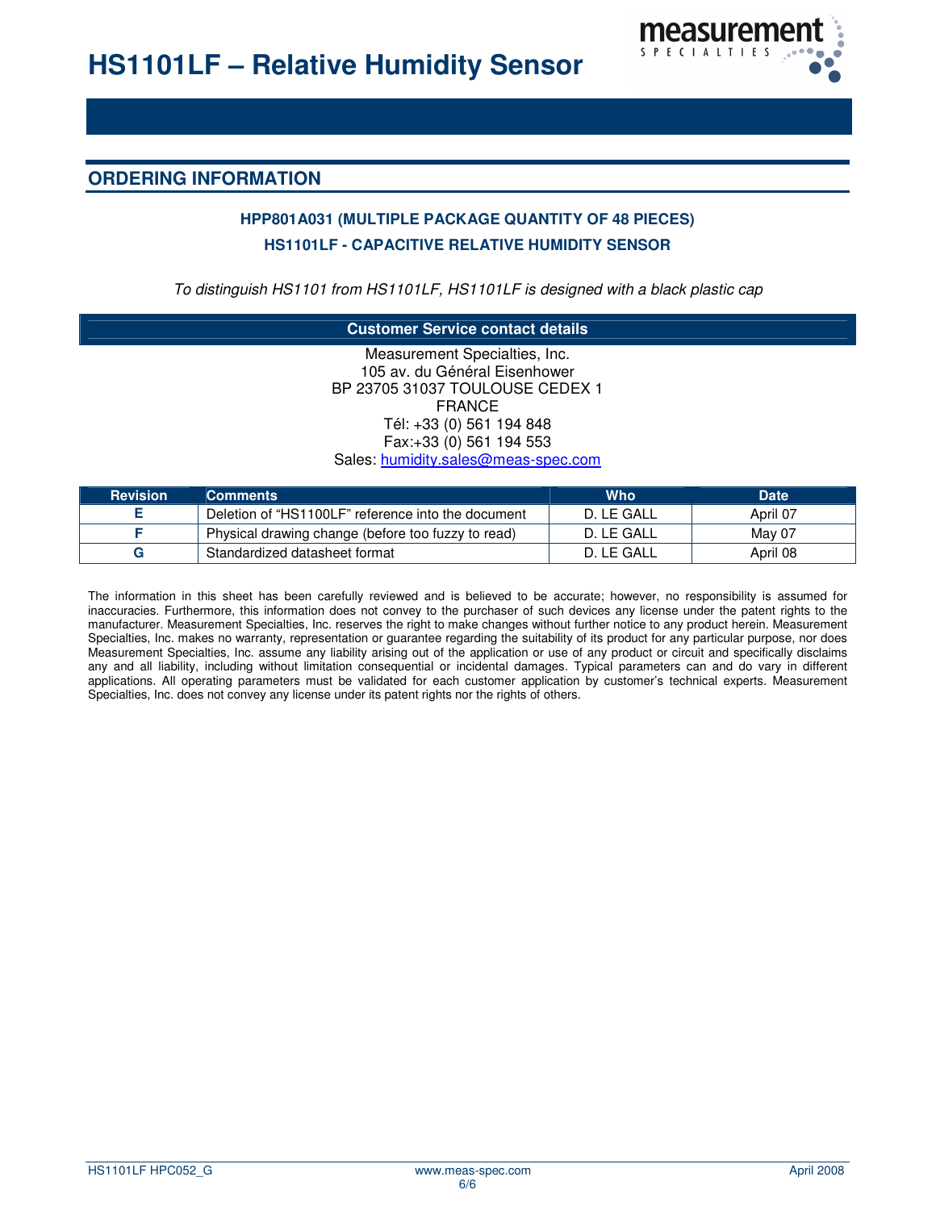## ORDERING INFORMATION

**HPP801A031 (MULTIPLE PACKAGE QUANTITY OF 48 PIECES)**

**HS1101LF - CAPACITIVE RELATIVE HUMIDITY SENSOR**

*To distinguish HS1101 from HS1101LF, HS1101LF is designed with a black plastic cap*

**Customer Service contact details**

Measurement Specialties, Inc.
105 av. du Général Eisenhower
BP 23705 31037 TOULOUSE CEDEX 1
FRANCE
Tél: +33 (0) 561 194 848
Fax:+33 (0) 561 194 553
Sales: humidity.sales@meas-spec.com

| Revision | Comments | Who | Date |
| --- | --- | --- | --- |
| E | Deletion of “HS1100LF” reference into the document | D. LE GALL | April 07 |
| F | Physical drawing change (before too fuzzy to read) | D. LE GALL | May 07 |
| G | Standardized datasheet format | D. LE GALL | April 08 |

The information in this sheet has been carefully reviewed and is believed to be accurate; however, no responsibility is assumed for inaccuracies. Furthermore, this information does not convey to the purchaser of such devices any license under the patent rights to the manufacturer. Measurement Specialties, Inc. reserves the right to make changes without further notice to any product herein. Measurement Specialties, Inc. makes no warranty, representation or guarantee regarding the suitability of its product for any particular purpose, nor does Measurement Specialties, Inc. assume any liability arising out of the application or use of any product or circuit and specifically disclaims any and all liability, including without limitation consequential or incidental damages. Typical parameters can and do vary in different applications. All operating parameters must be validated for each customer application by customer's technical experts. Measurement Specialties, Inc. does not convey any license under its patent rights nor the rights of others.